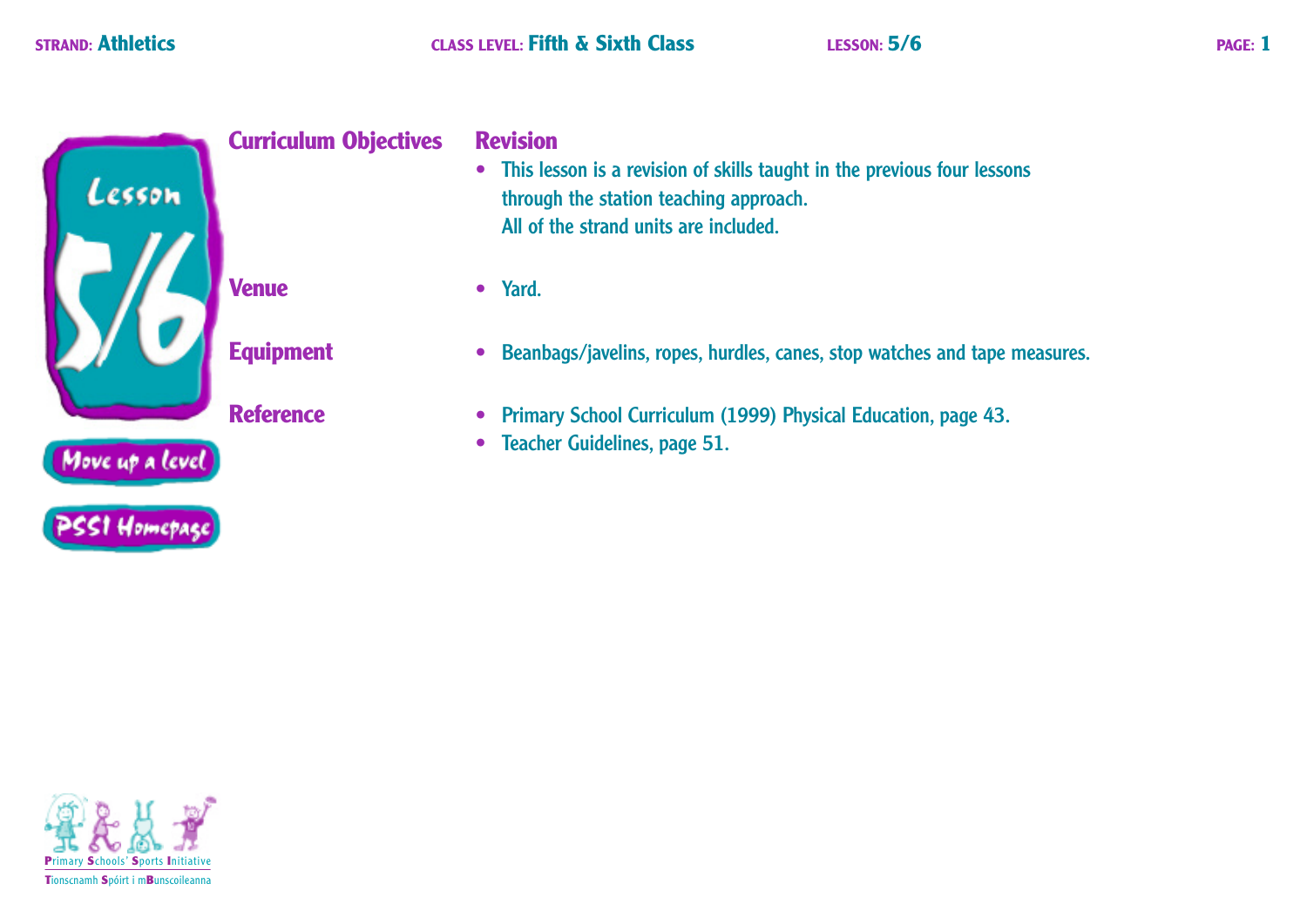**STRAND:** Athletics **CLASS LEVEL:** Fifth & Sixth Class **LESSON:** 5/6

# Lesson 5/6

Move up a level

PSSI Homepage

## Curriculum Objectives

### Revision

- This lesson is a revision of skills taught in the previous four lessons through the station teaching approach. All of the strand units are included.

## Venue

- Yard.

## Equipment

- Beanbags/javelins, ropes, hurdles, canes, stop watches and tape measures.

## Reference

- Primary School Curriculum (1999) Physical Education, page 43.
- Teacher Guidelines, page 51.

Primary Schools' Sports Initiative
Tionscnamh Spóirt i mBunscoileanna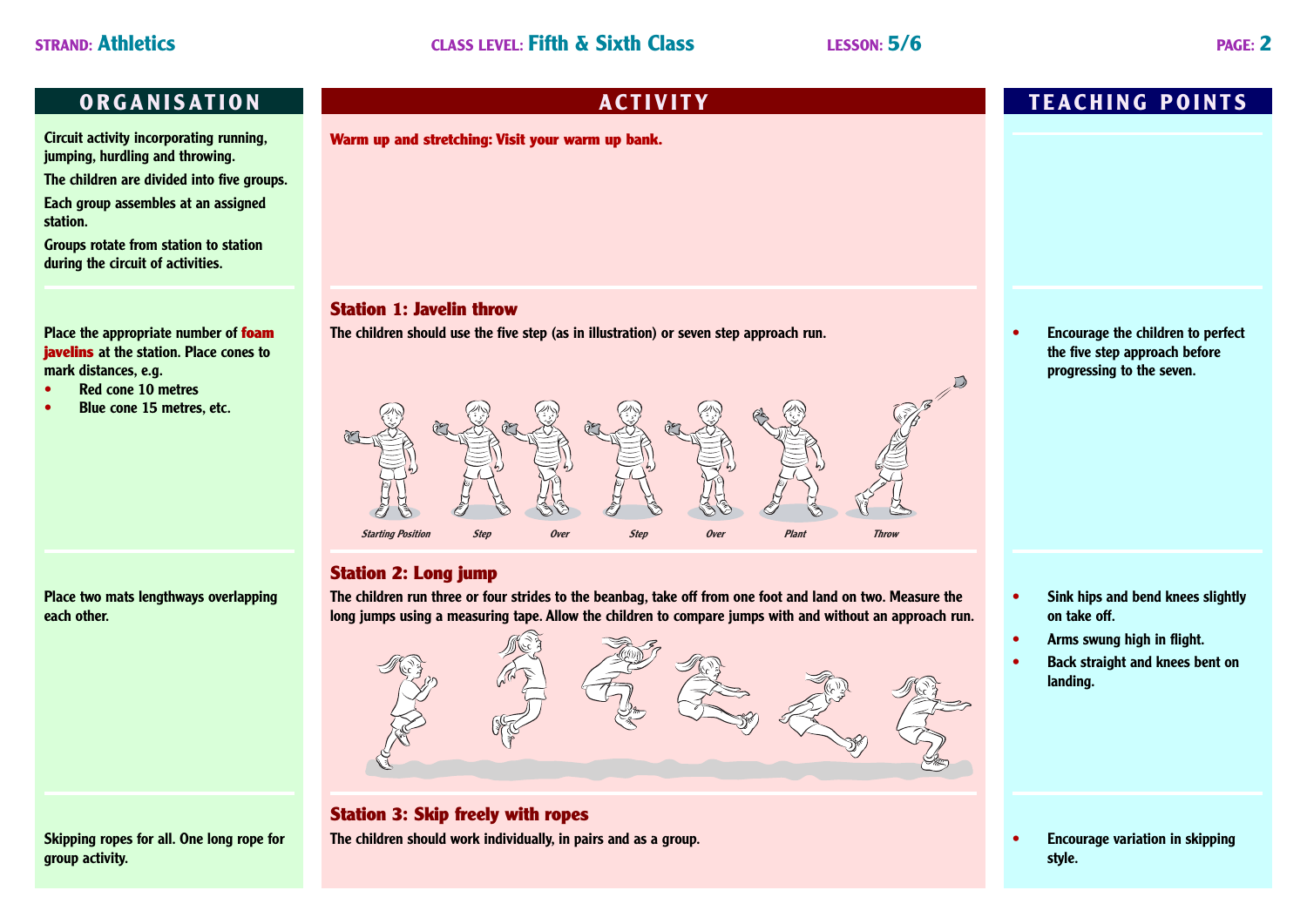**STRAND:** Athletics **CLASS LEVEL:** Fifth & Sixth Class **LESSON:** 5/6

| ORGANISATION | ACTIVITY | TEACHING POINTS |
|---|---|---|
| Circuit activity incorporating running, jumping, hurdling and throwing. The children are divided into five groups. Each group assembles at an assigned station. Groups rotate from station to station during the circuit of activities. | **Warm up and stretching: Visit your warm up bank.** | |
| Place the appropriate number of **foam javelins** at the station. Place cones to mark distances, e.g.<br>• Red cone 10 metres<br>• Blue cone 15 metres, etc. | **Station 1: Javelin throw**<br>The children should use the five step (as in illustration) or seven step approach run.<br>*Starting Position — Step — Over — Step — Over — Plant — Throw* | • Encourage the children to perfect the five step approach before progressing to the seven. |
| Place two mats lengthways overlapping each other. | **Station 2: Long jump**<br>The children run three or four strides to the beanbag, take off from one foot and land on two. Measure the long jumps using a measuring tape. Allow the children to compare jumps with and without an approach run. | • Sink hips and bend knees slightly on take off.<br>• Arms swung high in flight.<br>• Back straight and knees bent on landing. |
| Skipping ropes for all. One long rope for group activity. | **Station 3: Skip freely with ropes**<br>The children should work individually, in pairs and as a group. | • Encourage variation in skipping style. |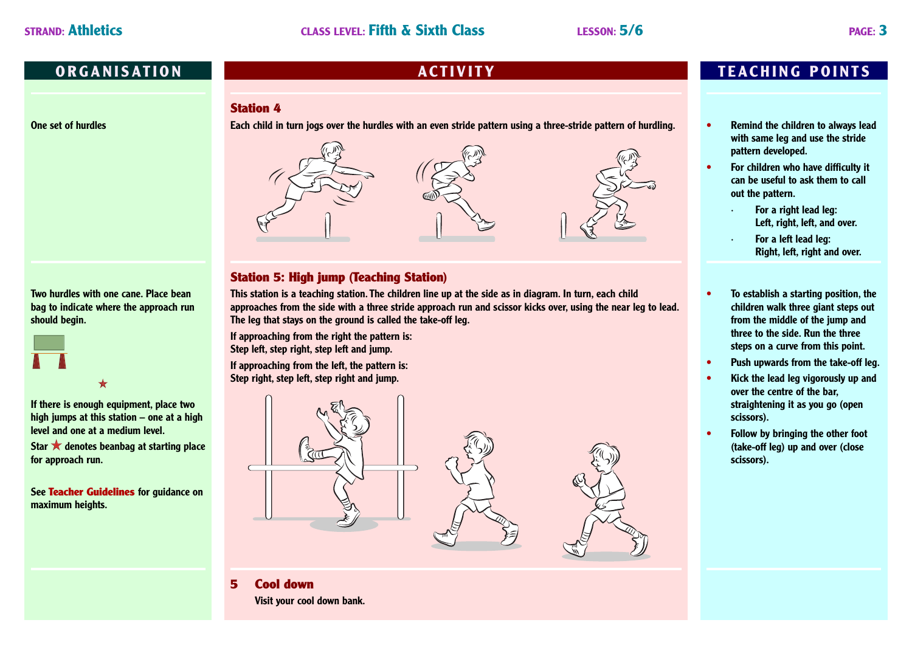STRAND: Athletics | CLASS LEVEL: Fifth & Sixth Class | LESSON: 5/6

## ORGANISATION

One set of hurdles

## ACTIVITY

### Station 4

Each child in turn jogs over the hurdles with an even stride pattern using a three-stride pattern of hurdling.

## TEACHING POINTS

- Remind the children to always lead with same leg and use the stride pattern developed.
- For children who have difficulty it can be useful to ask them to call out the pattern.
  - For a right lead leg: Left, right, left, and over.
  - For a left lead leg: Right, left, right and over.

---

## ORGANISATION

Two hurdles with one cane. Place bean bag to indicate where the approach run should begin.

★

If there is enough equipment, place two high jumps at this station – one at a high level and one at a medium level.

Star ★ denotes beanbag at starting place for approach run.

See **Teacher Guidelines** for guidance on maximum heights.

## ACTIVITY

### Station 5: High jump (Teaching Station)

This station is a teaching station. The children line up at the side as in diagram. In turn, each child approaches from the side with a three stride approach run and scissor kicks over, using the near leg to lead. The leg that stays on the ground is called the take-off leg.

If approaching from the right the pattern is:
Step left, step right, step left and jump.

If approaching from the left, the pattern is:
Step right, step left, step right and jump.

## TEACHING POINTS

- To establish a starting position, the children walk three giant steps out from the middle of the jump and three to the side. Run the three steps on a curve from this point.
- Push upwards from the take-off leg.
- Kick the lead leg vigorously up and over the centre of the bar, straightening it as you go (open scissors).
- Follow by bringing the other foot (take-off leg) up and over (close scissors).

---

### 5 Cool down

Visit your cool down bank.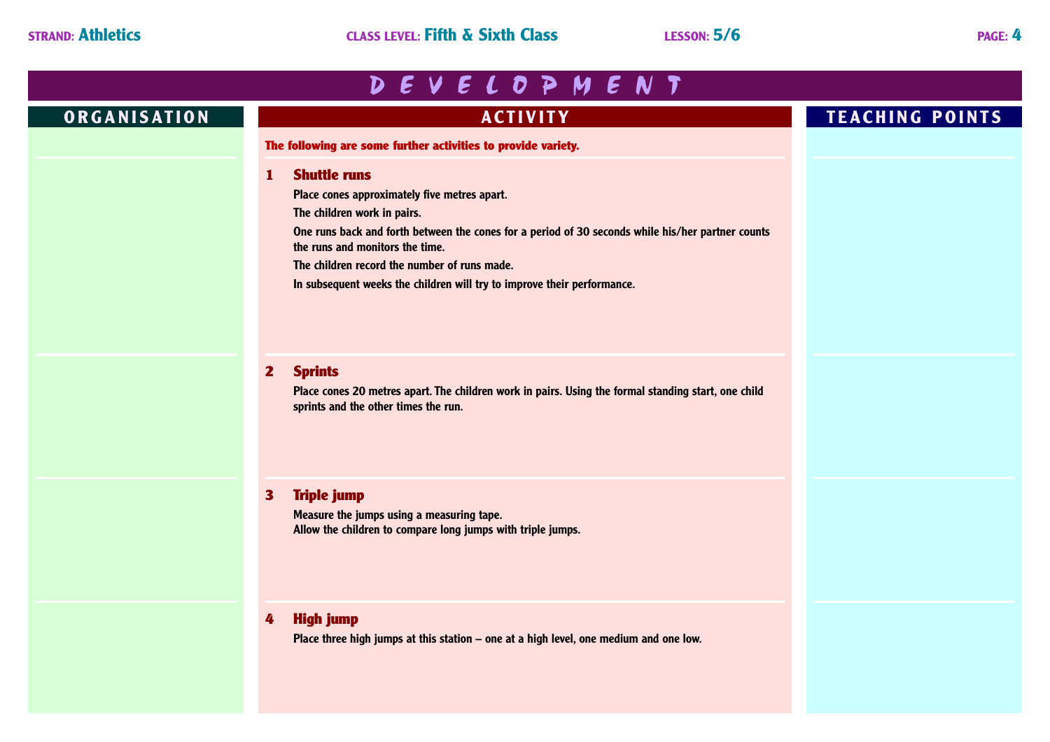STRAND: Athletics | CLASS LEVEL: Fifth & Sixth Class | LESSON: 5/6

# DEVELOPMENT

| ORGANISATION | ACTIVITY | TEACHING POINTS |
| --- | --- | --- |
| | The following are some further activities to provide variety. | |
| | **1 Shuttle runs**<br>Place cones approximately five metres apart.<br>The children work in pairs.<br>One runs back and forth between the cones for a period of 30 seconds while his/her partner counts the runs and monitors the time.<br>The children record the number of runs made.<br>In subsequent weeks the children will try to improve their performance. | |
| | **2 Sprints**<br>Place cones 20 metres apart. The children work in pairs. Using the formal standing start, one child sprints and the other times the run. | |
| | **3 Triple jump**<br>Measure the jumps using a measuring tape.<br>Allow the children to compare long jumps with triple jumps. | |
| | **4 High jump**<br>Place three high jumps at this station – one at a high level, one medium and one low. | |